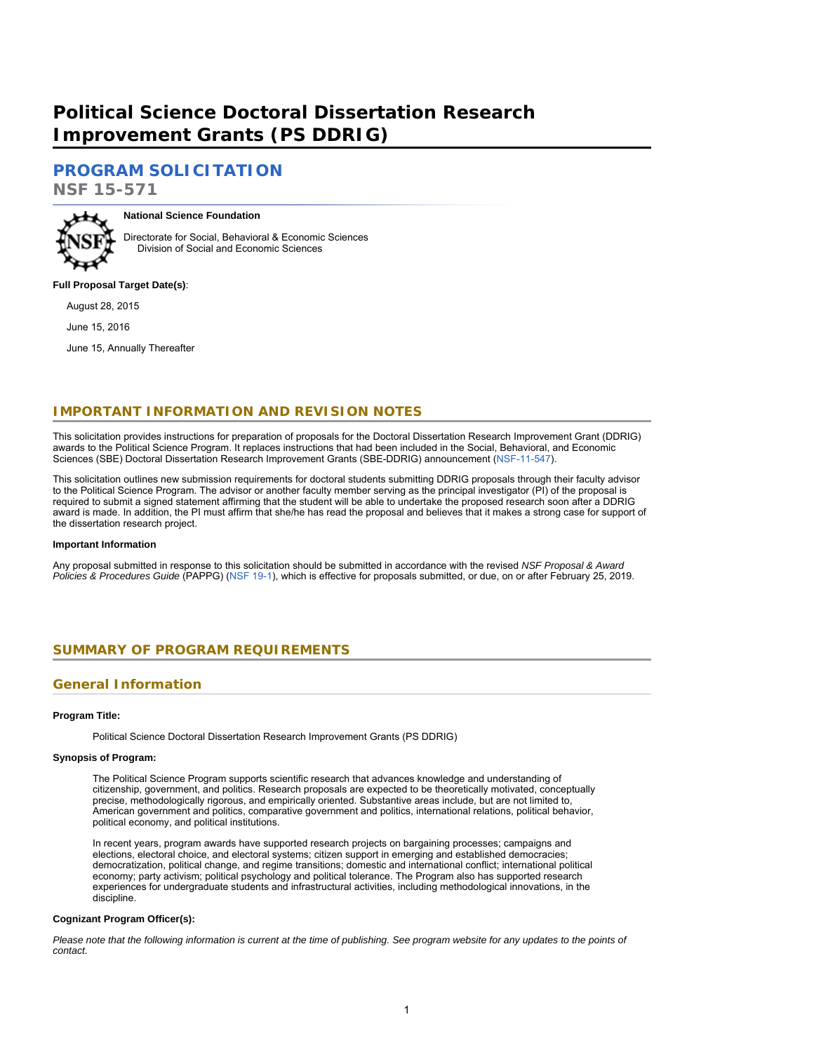# Political Science Doctoral Dissertation Research Improvement Grants (PS DDRIG)

## PROGRAM SOLICITATION

**NSF 15-571**

**National Science Foundation**

Directorate for Social, Behavioral & Economic Sciences
Division of Social and Economic Sciences

**Full Proposal Target Date(s)**:

August 28, 2015

June 15, 2016

June 15, Annually Thereafter

## IMPORTANT INFORMATION AND REVISION NOTES

This solicitation provides instructions for preparation of proposals for the Doctoral Dissertation Research Improvement Grant (DDRIG) awards to the Political Science Program. It replaces instructions that had been included in the Social, Behavioral, and Economic Sciences (SBE) Doctoral Dissertation Research Improvement Grants (SBE-DDRIG) announcement (NSF-11-547).

This solicitation outlines new submission requirements for doctoral students submitting DDRIG proposals through their faculty advisor to the Political Science Program. The advisor or another faculty member serving as the principal investigator (PI) of the proposal is required to submit a signed statement affirming that the student will be able to undertake the proposed research soon after a DDRIG award is made. In addition, the PI must affirm that she/he has read the proposal and believes that it makes a strong case for support of the dissertation research project.

**Important Information**

Any proposal submitted in response to this solicitation should be submitted in accordance with the revised *NSF Proposal & Award Policies & Procedures Guide* (PAPPG) (NSF 19-1), which is effective for proposals submitted, or due, on or after February 25, 2019.

## SUMMARY OF PROGRAM REQUIREMENTS

### General Information

**Program Title:**

Political Science Doctoral Dissertation Research Improvement Grants (PS DDRIG)

**Synopsis of Program:**

The Political Science Program supports scientific research that advances knowledge and understanding of citizenship, government, and politics. Research proposals are expected to be theoretically motivated, conceptually precise, methodologically rigorous, and empirically oriented. Substantive areas include, but are not limited to, American government and politics, comparative government and politics, international relations, political behavior, political economy, and political institutions.

In recent years, program awards have supported research projects on bargaining processes; campaigns and elections, electoral choice, and electoral systems; citizen support in emerging and established democracies; democratization, political change, and regime transitions; domestic and international conflict; international political economy; party activism; political psychology and political tolerance. The Program also has supported research experiences for undergraduate students and infrastructural activities, including methodological innovations, in the discipline.

**Cognizant Program Officer(s):**

*Please note that the following information is current at the time of publishing. See program website for any updates to the points of contact.*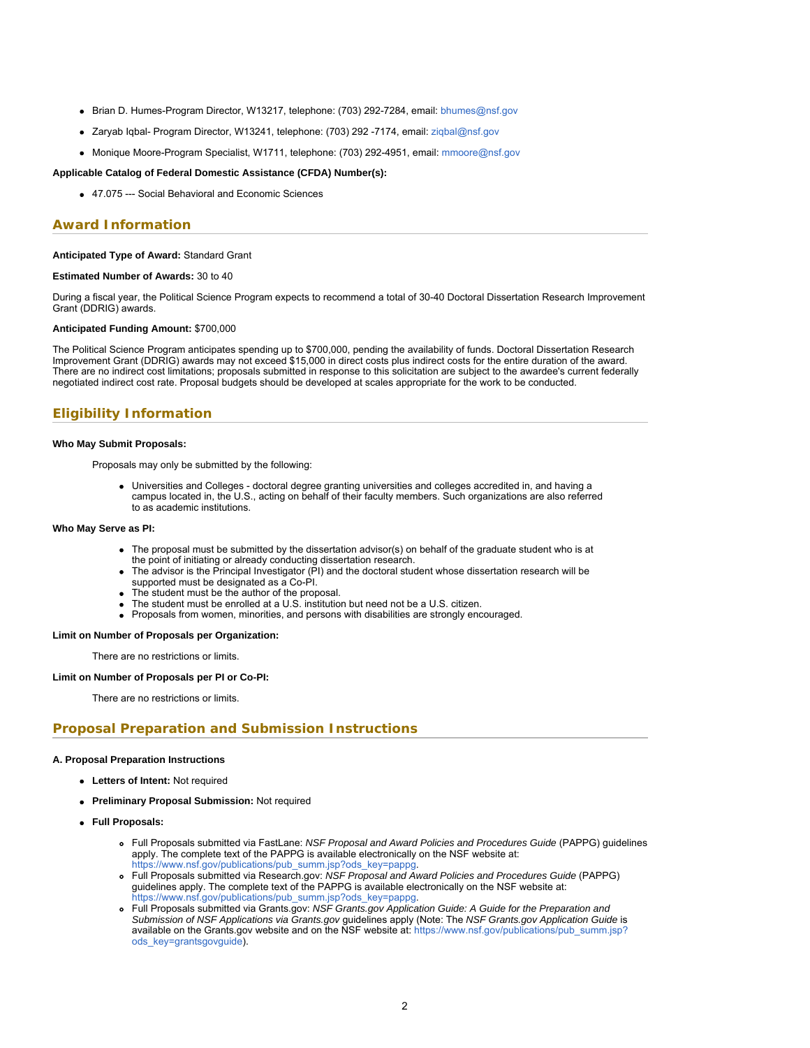- Brian D. Humes-Program Director, W13217, telephone: (703) 292-7284, email: bhumes@nsf.gov
- Zaryab Iqbal- Program Director, W13241, telephone: (703) 292 -7174, email: ziqbal@nsf.gov
- Monique Moore-Program Specialist, W1711, telephone: (703) 292-4951, email: mmoore@nsf.gov

**Applicable Catalog of Federal Domestic Assistance (CFDA) Number(s):**

- 47.075 --- Social Behavioral and Economic Sciences

## Award Information

**Anticipated Type of Award:** Standard Grant

**Estimated Number of Awards:** 30 to 40

During a fiscal year, the Political Science Program expects to recommend a total of 30-40 Doctoral Dissertation Research Improvement Grant (DDRIG) awards.

**Anticipated Funding Amount:** $700,000

The Political Science Program anticipates spending up to $700,000, pending the availability of funds. Doctoral Dissertation Research Improvement Grant (DDRIG) awards may not exceed $15,000 in direct costs plus indirect costs for the entire duration of the award. There are no indirect cost limitations; proposals submitted in response to this solicitation are subject to the awardee's current federally negotiated indirect cost rate. Proposal budgets should be developed at scales appropriate for the work to be conducted.

## Eligibility Information

**Who May Submit Proposals:**

Proposals may only be submitted by the following:

- Universities and Colleges - doctoral degree granting universities and colleges accredited in, and having a campus located in, the U.S., acting on behalf of their faculty members. Such organizations are also referred to as academic institutions.

**Who May Serve as PI:**

- The proposal must be submitted by the dissertation advisor(s) on behalf of the graduate student who is at the point of initiating or already conducting dissertation research.
- The advisor is the Principal Investigator (PI) and the doctoral student whose dissertation research will be supported must be designated as a Co-PI.
- The student must be the author of the proposal.
- The student must be enrolled at a U.S. institution but need not be a U.S. citizen.
- Proposals from women, minorities, and persons with disabilities are strongly encouraged.

**Limit on Number of Proposals per Organization:**

There are no restrictions or limits.

**Limit on Number of Proposals per PI or Co-PI:**

There are no restrictions or limits.

## Proposal Preparation and Submission Instructions

**A. Proposal Preparation Instructions**

- **Letters of Intent:** Not required
- **Preliminary Proposal Submission:** Not required
- **Full Proposals:**
  - Full Proposals submitted via FastLane: *NSF Proposal and Award Policies and Procedures Guide* (PAPPG) guidelines apply. The complete text of the PAPPG is available electronically on the NSF website at: https://www.nsf.gov/publications/pub_summ.jsp?ods_key=pappg.
  - Full Proposals submitted via Research.gov: *NSF Proposal and Award Policies and Procedures Guide* (PAPPG) guidelines apply. The complete text of the PAPPG is available electronically on the NSF website at: https://www.nsf.gov/publications/pub_summ.jsp?ods_key=pappg.
  - Full Proposals submitted via Grants.gov: *NSF Grants.gov Application Guide: A Guide for the Preparation and Submission of NSF Applications via Grants.gov* guidelines apply (Note: The *NSF Grants.gov Application Guide* is available on the Grants.gov website and on the NSF website at: https://www.nsf.gov/publications/pub_summ.jsp?ods_key=grantsgovguide).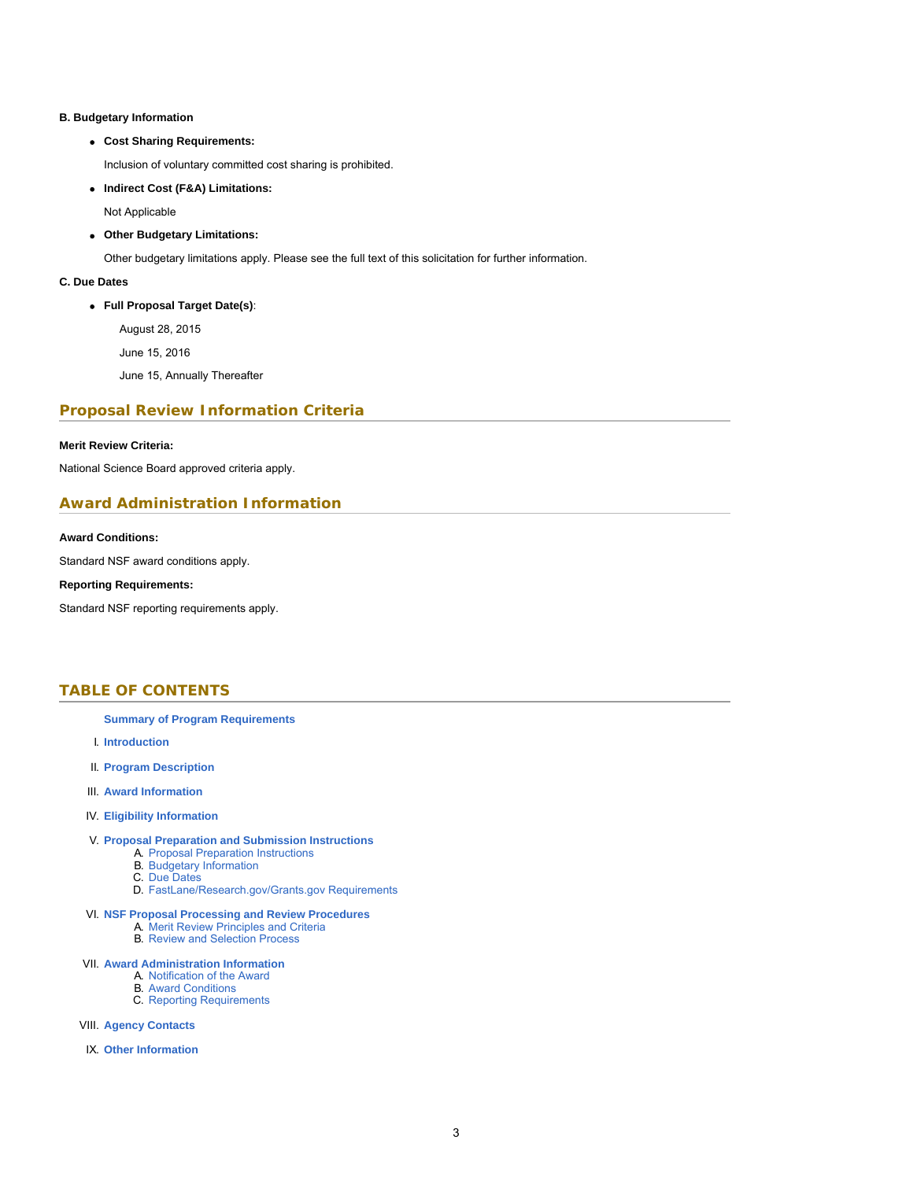**B. Budgetary Information**

- **Cost Sharing Requirements:**

  Inclusion of voluntary committed cost sharing is prohibited.

- **Indirect Cost (F&A) Limitations:**

  Not Applicable

- **Other Budgetary Limitations:**

  Other budgetary limitations apply. Please see the full text of this solicitation for further information.

**C. Due Dates**

- **Full Proposal Target Date(s)**:

  August 28, 2015

  June 15, 2016

  June 15, Annually Thereafter

## Proposal Review Information Criteria

**Merit Review Criteria:**

National Science Board approved criteria apply.

## Award Administration Information

**Award Conditions:**

Standard NSF award conditions apply.

**Reporting Requirements:**

Standard NSF reporting requirements apply.

## TABLE OF CONTENTS

**Summary of Program Requirements**

I. **Introduction**

II. **Program Description**

III. **Award Information**

IV. **Eligibility Information**

V. **Proposal Preparation and Submission Instructions**
   A. Proposal Preparation Instructions
   B. Budgetary Information
   C. Due Dates
   D. FastLane/Research.gov/Grants.gov Requirements

VI. **NSF Proposal Processing and Review Procedures**
   A. Merit Review Principles and Criteria
   B. Review and Selection Process

VII. **Award Administration Information**
   A. Notification of the Award
   B. Award Conditions
   C. Reporting Requirements

VIII. **Agency Contacts**

IX. **Other Information**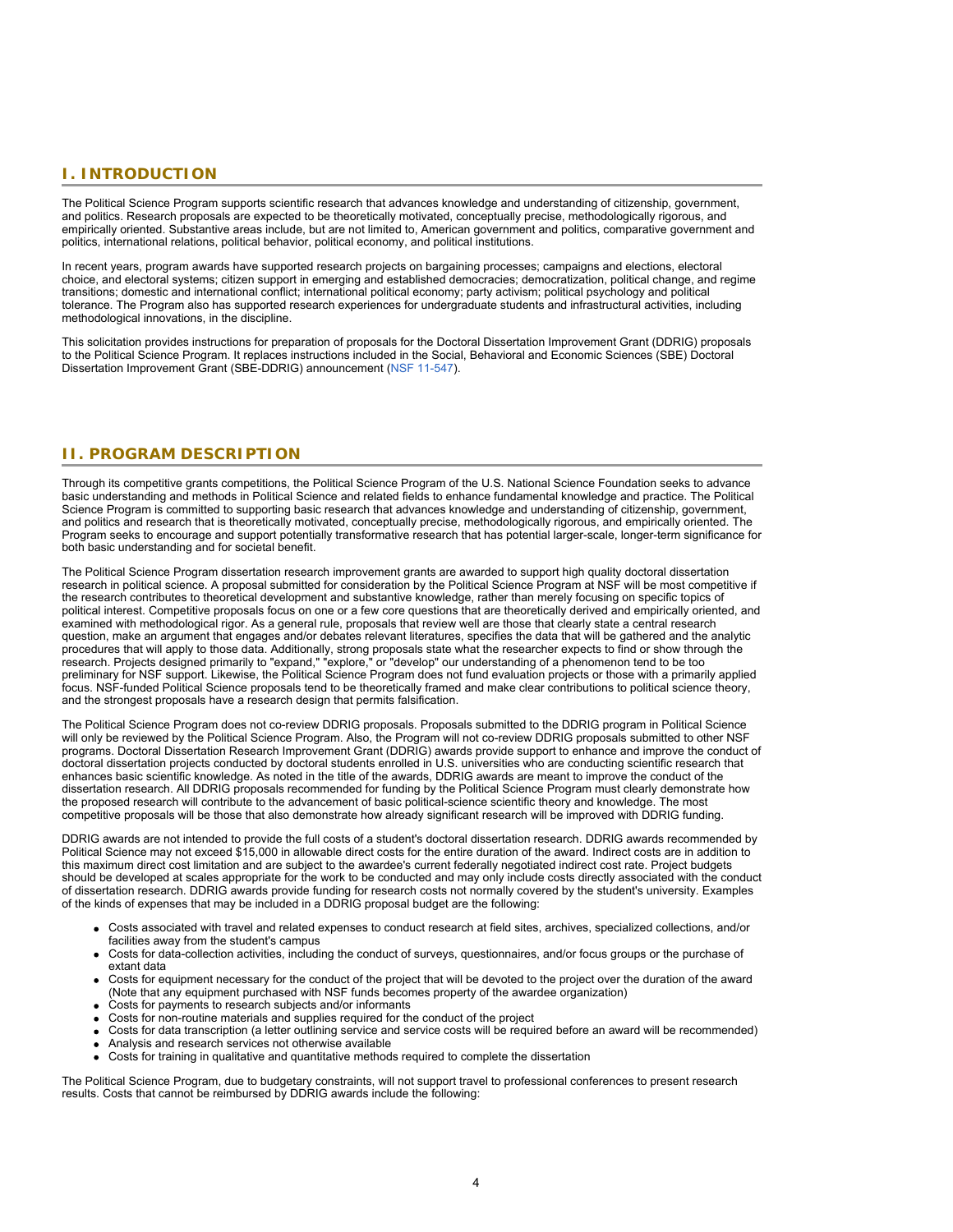## I. INTRODUCTION

The Political Science Program supports scientific research that advances knowledge and understanding of citizenship, government, and politics. Research proposals are expected to be theoretically motivated, conceptually precise, methodologically rigorous, and empirically oriented. Substantive areas include, but are not limited to, American government and politics, comparative government and politics, international relations, political behavior, political economy, and political institutions.

In recent years, program awards have supported research projects on bargaining processes; campaigns and elections, electoral choice, and electoral systems; citizen support in emerging and established democracies; democratization, political change, and regime transitions; domestic and international conflict; international political economy; party activism; political psychology and political tolerance. The Program also has supported research experiences for undergraduate students and infrastructural activities, including methodological innovations, in the discipline.

This solicitation provides instructions for preparation of proposals for the Doctoral Dissertation Improvement Grant (DDRIG) proposals to the Political Science Program. It replaces instructions included in the Social, Behavioral and Economic Sciences (SBE) Doctoral Dissertation Improvement Grant (SBE-DDRIG) announcement (NSF 11-547).

## II. PROGRAM DESCRIPTION

Through its competitive grants competitions, the Political Science Program of the U.S. National Science Foundation seeks to advance basic understanding and methods in Political Science and related fields to enhance fundamental knowledge and practice. The Political Science Program is committed to supporting basic research that advances knowledge and understanding of citizenship, government, and politics and research that is theoretically motivated, conceptually precise, methodologically rigorous, and empirically oriented. The Program seeks to encourage and support potentially transformative research that has potential larger-scale, longer-term significance for both basic understanding and for societal benefit.

The Political Science Program dissertation research improvement grants are awarded to support high quality doctoral dissertation research in political science. A proposal submitted for consideration by the Political Science Program at NSF will be most competitive if the research contributes to theoretical development and substantive knowledge, rather than merely focusing on specific topics of political interest. Competitive proposals focus on one or a few core questions that are theoretically derived and empirically oriented, and examined with methodological rigor. As a general rule, proposals that review well are those that clearly state a central research question, make an argument that engages and/or debates relevant literatures, specifies the data that will be gathered and the analytic procedures that will apply to those data. Additionally, strong proposals state what the researcher expects to find or show through the research. Projects designed primarily to "expand," "explore," or "develop" our understanding of a phenomenon tend to be too preliminary for NSF support. Likewise, the Political Science Program does not fund evaluation projects or those with a primarily applied focus. NSF-funded Political Science proposals tend to be theoretically framed and make clear contributions to political science theory, and the strongest proposals have a research design that permits falsification.

The Political Science Program does not co-review DDRIG proposals. Proposals submitted to the DDRIG program in Political Science will only be reviewed by the Political Science Program. Also, the Program will not co-review DDRIG proposals submitted to other NSF programs. Doctoral Dissertation Research Improvement Grant (DDRIG) awards provide support to enhance and improve the conduct of doctoral dissertation projects conducted by doctoral students enrolled in U.S. universities who are conducting scientific research that enhances basic scientific knowledge. As noted in the title of the awards, DDRIG awards are meant to improve the conduct of the dissertation research. All DDRIG proposals recommended for funding by the Political Science Program must clearly demonstrate how the proposed research will contribute to the advancement of basic political-science scientific theory and knowledge. The most competitive proposals will be those that also demonstrate how already significant research will be improved with DDRIG funding.

DDRIG awards are not intended to provide the full costs of a student's doctoral dissertation research. DDRIG awards recommended by Political Science may not exceed $15,000 in allowable direct costs for the entire duration of the award. Indirect costs are in addition to this maximum direct cost limitation and are subject to the awardee's current federally negotiated indirect cost rate. Project budgets should be developed at scales appropriate for the work to be conducted and may only include costs directly associated with the conduct of dissertation research. DDRIG awards provide funding for research costs not normally covered by the student's university. Examples of the kinds of expenses that may be included in a DDRIG proposal budget are the following:

- Costs associated with travel and related expenses to conduct research at field sites, archives, specialized collections, and/or facilities away from the student's campus
- Costs for data-collection activities, including the conduct of surveys, questionnaires, and/or focus groups or the purchase of extant data
- Costs for equipment necessary for the conduct of the project that will be devoted to the project over the duration of the award (Note that any equipment purchased with NSF funds becomes property of the awardee organization)
- Costs for payments to research subjects and/or informants
- Costs for non-routine materials and supplies required for the conduct of the project
- Costs for data transcription (a letter outlining service and service costs will be required before an award will be recommended)
- Analysis and research services not otherwise available
- Costs for training in qualitative and quantitative methods required to complete the dissertation

The Political Science Program, due to budgetary constraints, will not support travel to professional conferences to present research results. Costs that cannot be reimbursed by DDRIG awards include the following: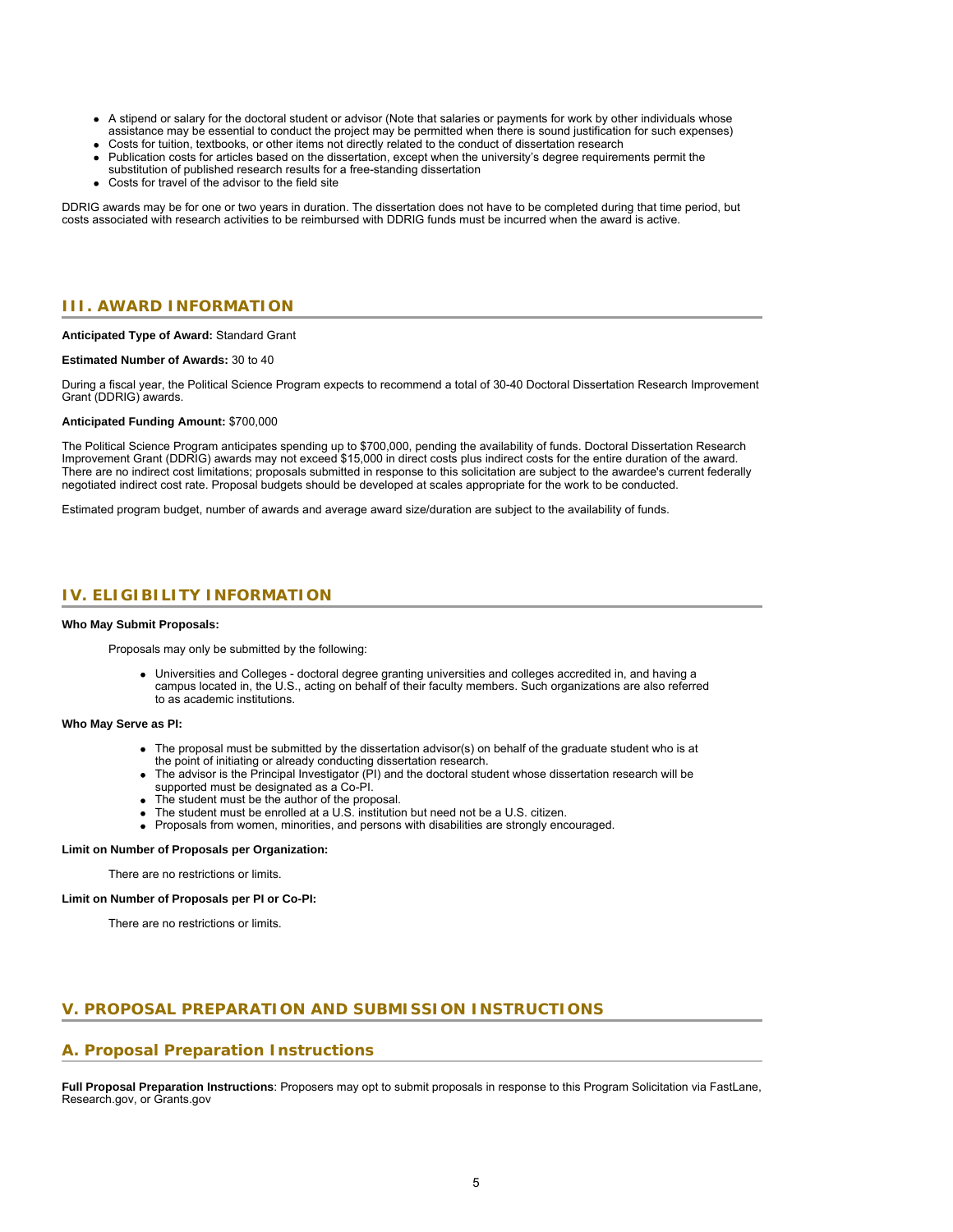- A stipend or salary for the doctoral student or advisor (Note that salaries or payments for work by other individuals whose assistance may be essential to conduct the project may be permitted when there is sound justification for such expenses)
- Costs for tuition, textbooks, or other items not directly related to the conduct of dissertation research
- Publication costs for articles based on the dissertation, except when the university's degree requirements permit the substitution of published research results for a free-standing dissertation
- Costs for travel of the advisor to the field site

DDRIG awards may be for one or two years in duration. The dissertation does not have to be completed during that time period, but costs associated with research activities to be reimbursed with DDRIG funds must be incurred when the award is active.

## III. AWARD INFORMATION

**Anticipated Type of Award:** Standard Grant

**Estimated Number of Awards:** 30 to 40

During a fiscal year, the Political Science Program expects to recommend a total of 30-40 Doctoral Dissertation Research Improvement Grant (DDRIG) awards.

**Anticipated Funding Amount:** $700,000

The Political Science Program anticipates spending up to $700,000, pending the availability of funds. Doctoral Dissertation Research Improvement Grant (DDRIG) awards may not exceed $15,000 in direct costs plus indirect costs for the entire duration of the award. There are no indirect cost limitations; proposals submitted in response to this solicitation are subject to the awardee's current federally negotiated indirect cost rate. Proposal budgets should be developed at scales appropriate for the work to be conducted.

Estimated program budget, number of awards and average award size/duration are subject to the availability of funds.

## IV. ELIGIBILITY INFORMATION

**Who May Submit Proposals:**

Proposals may only be submitted by the following:

- Universities and Colleges - doctoral degree granting universities and colleges accredited in, and having a campus located in, the U.S., acting on behalf of their faculty members. Such organizations are also referred to as academic institutions.

**Who May Serve as PI:**

- The proposal must be submitted by the dissertation advisor(s) on behalf of the graduate student who is at the point of initiating or already conducting dissertation research.
- The advisor is the Principal Investigator (PI) and the doctoral student whose dissertation research will be supported must be designated as a Co-PI.
- The student must be the author of the proposal.
- The student must be enrolled at a U.S. institution but need not be a U.S. citizen.
- Proposals from women, minorities, and persons with disabilities are strongly encouraged.

**Limit on Number of Proposals per Organization:**

There are no restrictions or limits.

**Limit on Number of Proposals per PI or Co-PI:**

There are no restrictions or limits.

## V. PROPOSAL PREPARATION AND SUBMISSION INSTRUCTIONS

### A. Proposal Preparation Instructions

**Full Proposal Preparation Instructions**: Proposers may opt to submit proposals in response to this Program Solicitation via FastLane, Research.gov, or Grants.gov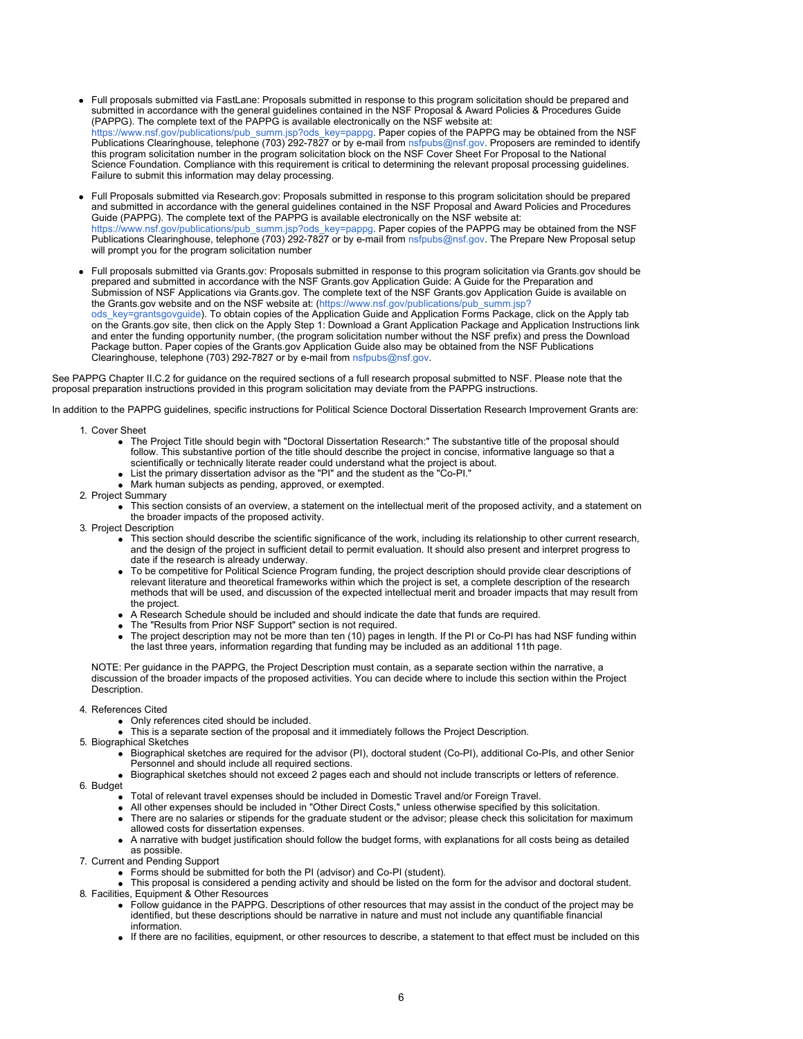- Full proposals submitted via FastLane: Proposals submitted in response to this program solicitation should be prepared and submitted in accordance with the general guidelines contained in the NSF Proposal & Award Policies & Procedures Guide (PAPPG). The complete text of the PAPPG is available electronically on the NSF website at: https://www.nsf.gov/publications/pub_summ.jsp?ods_key=pappg. Paper copies of the PAPPG may be obtained from the NSF Publications Clearinghouse, telephone (703) 292-7827 or by e-mail from nsfpubs@nsf.gov. Proposers are reminded to identify this program solicitation number in the program solicitation block on the NSF Cover Sheet For Proposal to the National Science Foundation. Compliance with this requirement is critical to determining the relevant proposal processing guidelines. Failure to submit this information may delay processing.

- Full Proposals submitted via Research.gov: Proposals submitted in response to this program solicitation should be prepared and submitted in accordance with the general guidelines contained in the NSF Proposal and Award Policies and Procedures Guide (PAPPG). The complete text of the PAPPG is available electronically on the NSF website at: https://www.nsf.gov/publications/pub_summ.jsp?ods_key=pappg. Paper copies of the PAPPG may be obtained from the NSF Publications Clearinghouse, telephone (703) 292-7827 or by e-mail from nsfpubs@nsf.gov. The Prepare New Proposal setup will prompt you for the program solicitation number

- Full proposals submitted via Grants.gov: Proposals submitted in response to this program solicitation via Grants.gov should be prepared and submitted in accordance with the NSF Grants.gov Application Guide: A Guide for the Preparation and Submission of NSF Applications via Grants.gov. The complete text of the NSF Grants.gov Application Guide is available on the Grants.gov website and on the NSF website at: (https://www.nsf.gov/publications/pub_summ.jsp?ods_key=grantsgovguide). To obtain copies of the Application Guide and Application Forms Package, click on the Apply tab on the Grants.gov site, then click on the Apply Step 1: Download a Grant Application Package and Application Instructions link and enter the funding opportunity number, (the program solicitation number without the NSF prefix) and press the Download Package button. Paper copies of the Grants.gov Application Guide also may be obtained from the NSF Publications Clearinghouse, telephone (703) 292-7827 or by e-mail from nsfpubs@nsf.gov.

See PAPPG Chapter II.C.2 for guidance on the required sections of a full research proposal submitted to NSF. Please note that the proposal preparation instructions provided in this program solicitation may deviate from the PAPPG instructions.

In addition to the PAPPG guidelines, specific instructions for Political Science Doctoral Dissertation Research Improvement Grants are:

1. Cover Sheet
   - The Project Title should begin with "Doctoral Dissertation Research:" The substantive title of the proposal should follow. This substantive portion of the title should describe the project in concise, informative language so that a scientifically or technically literate reader could understand what the project is about.
   - List the primary dissertation advisor as the "PI" and the student as the "Co-PI."
   - Mark human subjects as pending, approved, or exempted.
2. Project Summary
   - This section consists of an overview, a statement on the intellectual merit of the proposed activity, and a statement on the broader impacts of the proposed activity.
3. Project Description
   - This section should describe the scientific significance of the work, including its relationship to other current research, and the design of the project in sufficient detail to permit evaluation. It should also present and interpret progress to date if the research is already underway.
   - To be competitive for Political Science Program funding, the project description should provide clear descriptions of relevant literature and theoretical frameworks within which the project is set, a complete description of the research methods that will be used, and discussion of the expected intellectual merit and broader impacts that may result from the project.
   - A Research Schedule should be included and should indicate the date that funds are required.
   - The "Results from Prior NSF Support" section is not required.
   - The project description may not be more than ten (10) pages in length. If the PI or Co-PI has had NSF funding within the last three years, information regarding that funding may be included as an additional 11th page.

   NOTE: Per guidance in the PAPPG, the Project Description must contain, as a separate section within the narrative, a discussion of the broader impacts of the proposed activities. You can decide where to include this section within the Project Description.

4. References Cited
   - Only references cited should be included.
   - This is a separate section of the proposal and it immediately follows the Project Description.
5. Biographical Sketches
   - Biographical sketches are required for the advisor (PI), doctoral student (Co-PI), additional Co-PIs, and other Senior Personnel and should include all required sections.
   - Biographical sketches should not exceed 2 pages each and should not include transcripts or letters of reference.
6. Budget
   - Total of relevant travel expenses should be included in Domestic Travel and/or Foreign Travel.
   - All other expenses should be included in "Other Direct Costs," unless otherwise specified by this solicitation.
   - There are no salaries or stipends for the graduate student or the advisor; please check this solicitation for maximum allowed costs for dissertation expenses.
   - A narrative with budget justification should follow the budget forms, with explanations for all costs being as detailed as possible.
7. Current and Pending Support
   - Forms should be submitted for both the PI (advisor) and Co-PI (student).
   - This proposal is considered a pending activity and should be listed on the form for the advisor and doctoral student.
8. Facilities, Equipment & Other Resources
   - Follow guidance in the PAPPG. Descriptions of other resources that may assist in the conduct of the project may be identified, but these descriptions should be narrative in nature and must not include any quantifiable financial information.
   - If there are no facilities, equipment, or other resources to describe, a statement to that effect must be included on this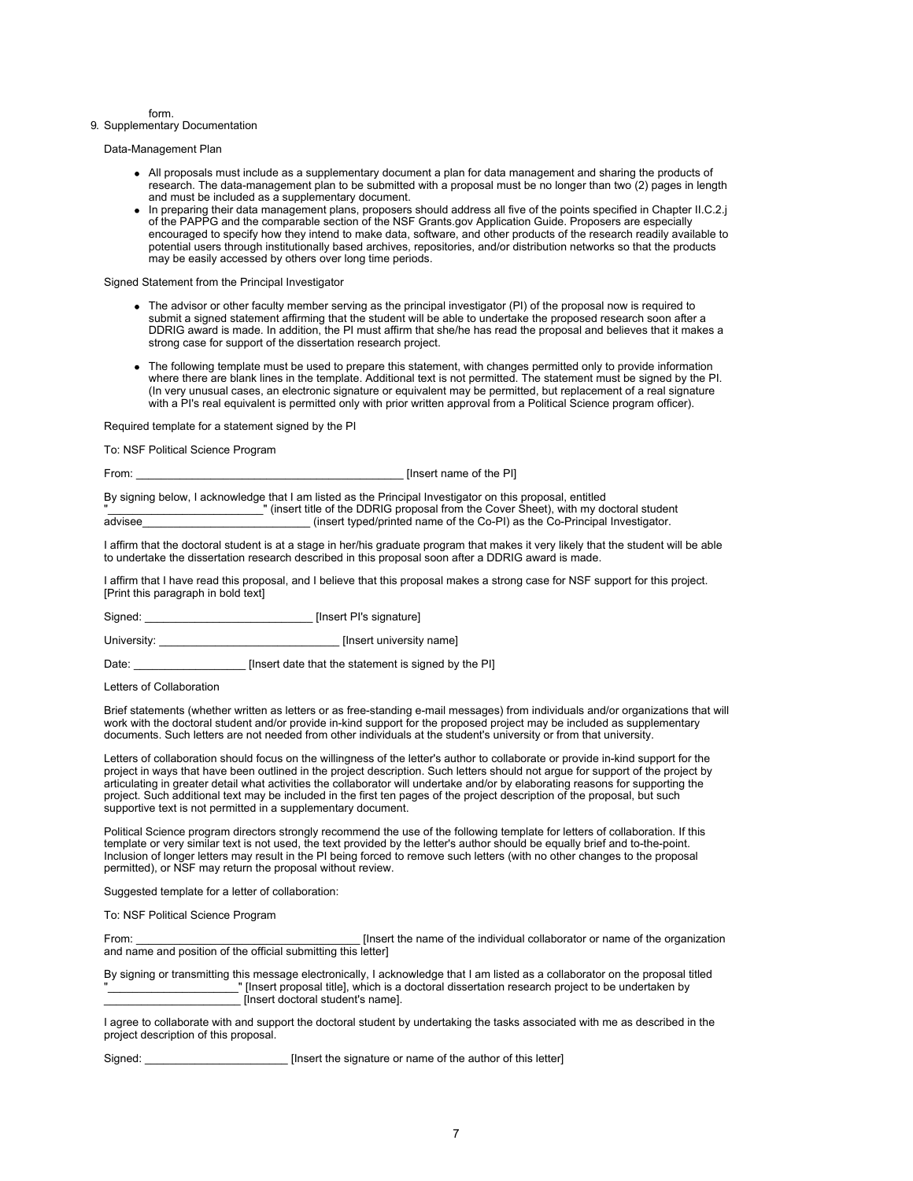form.

9. Supplementary Documentation

Data-Management Plan

- All proposals must include as a supplementary document a plan for data management and sharing the products of research. The data-management plan to be submitted with a proposal must be no longer than two (2) pages in length and must be included as a supplementary document.
- In preparing their data management plans, proposers should address all five of the points specified in Chapter II.C.2.j of the PAPPG and the comparable section of the NSF Grants.gov Application Guide. Proposers are especially encouraged to specify how they intend to make data, software, and other products of the research readily available to potential users through institutionally based archives, repositories, and/or distribution networks so that the products may be easily accessed by others over long time periods.

Signed Statement from the Principal Investigator

- The advisor or other faculty member serving as the principal investigator (PI) of the proposal now is required to submit a signed statement affirming that the student will be able to undertake the proposed research soon after a DDRIG award is made. In addition, the PI must affirm that she/he has read the proposal and believes that it makes a strong case for support of the dissertation research project.
- The following template must be used to prepare this statement, with changes permitted only to provide information where there are blank lines in the template. Additional text is not permitted. The statement must be signed by the PI. (In very unusual cases, an electronic signature or equivalent may be permitted, but replacement of a real signature with a PI's real equivalent is permitted only with prior written approval from a Political Science program officer).

Required template for a statement signed by the PI

To: NSF Political Science Program

From: ____________________________________________ [Insert name of the PI]

By signing below, I acknowledge that I am listed as the Principal Investigator on this proposal, entitled "_________________________" (insert title of the DDRIG proposal from the Cover Sheet), with my doctoral student advisee___________________________ (insert typed/printed name of the Co-PI) as the Co-Principal Investigator.

I affirm that the doctoral student is at a stage in her/his graduate program that makes it very likely that the student will be able to undertake the dissertation research described in this proposal soon after a DDRIG award is made.

I affirm that I have read this proposal, and I believe that this proposal makes a strong case for NSF support for this project. [Print this paragraph in bold text]

Signed: ___________________________ [Insert PI's signature]

University: _____________________________ [Insert university name]

Date: __________________ [Insert date that the statement is signed by the PI]

Letters of Collaboration

Brief statements (whether written as letters or as free-standing e-mail messages) from individuals and/or organizations that will work with the doctoral student and/or provide in-kind support for the proposed project may be included as supplementary documents. Such letters are not needed from other individuals at the student's university or from that university.

Letters of collaboration should focus on the willingness of the letter's author to collaborate or provide in-kind support for the project in ways that have been outlined in the project description. Such letters should not argue for support of the project by articulating in greater detail what activities the collaborator will undertake and/or by elaborating reasons for supporting the project. Such additional text may be included in the first ten pages of the project description of the proposal, but such supportive text is not permitted in a supplementary document.

Political Science program directors strongly recommend the use of the following template for letters of collaboration. If this template or very similar text is not used, the text provided by the letter's author should be equally brief and to-the-point. Inclusion of longer letters may result in the PI being forced to remove such letters (with no other changes to the proposal permitted), or NSF may return the proposal without review.

Suggested template for a letter of collaboration:

To: NSF Political Science Program

From: _____________________________________ [Insert the name of the individual collaborator or name of the organization and name and position of the official submitting this letter]

By signing or transmitting this message electronically, I acknowledge that I am listed as a collaborator on the proposal titled "_____________________" [Insert proposal title], which is a doctoral dissertation research project to be undertaken by _____________________ [Insert doctoral student's name].

I agree to collaborate with and support the doctoral student by undertaking the tasks associated with me as described in the project description of this proposal.

Signed: ______________________ [Insert the signature or name of the author of this letter]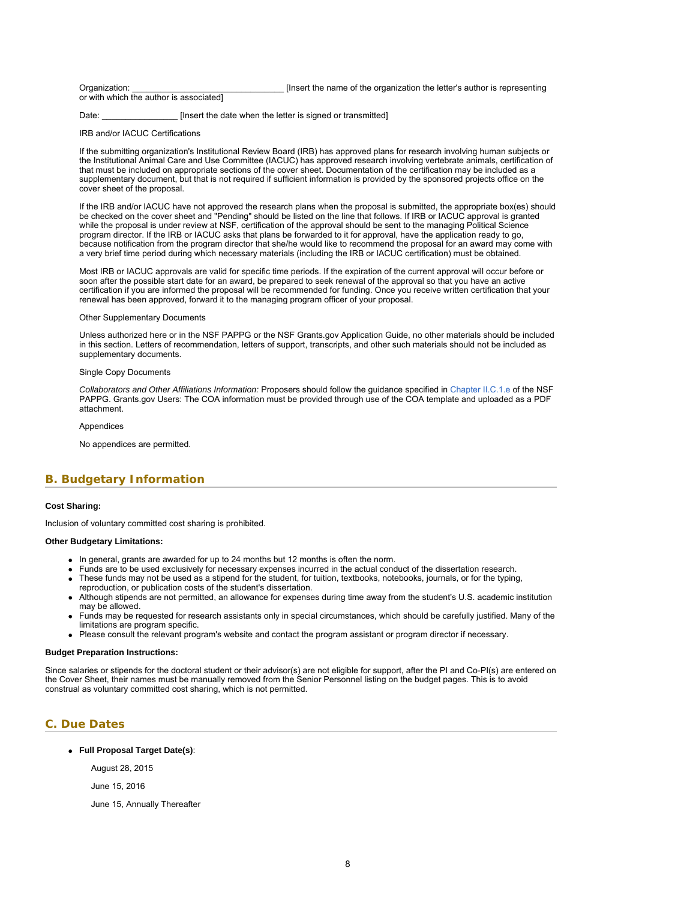Organization: _______________________________ [Insert the name of the organization the letter's author is representing or with which the author is associated]

Date: ________________ [Insert the date when the letter is signed or transmitted]

IRB and/or IACUC Certifications

If the submitting organization's Institutional Review Board (IRB) has approved plans for research involving human subjects or the Institutional Animal Care and Use Committee (IACUC) has approved research involving vertebrate animals, certification of that must be included on appropriate sections of the cover sheet. Documentation of the certification may be included as a supplementary document, but that is not required if sufficient information is provided by the sponsored projects office on the cover sheet of the proposal.

If the IRB and/or IACUC have not approved the research plans when the proposal is submitted, the appropriate box(es) should be checked on the cover sheet and "Pending" should be listed on the line that follows. If IRB or IACUC approval is granted while the proposal is under review at NSF, certification of the approval should be sent to the managing Political Science program director. If the IRB or IACUC asks that plans be forwarded to it for approval, have the application ready to go, because notification from the program director that she/he would like to recommend the proposal for an award may come with a very brief time period during which necessary materials (including the IRB or IACUC certification) must be obtained.

Most IRB or IACUC approvals are valid for specific time periods. If the expiration of the current approval will occur before or soon after the possible start date for an award, be prepared to seek renewal of the approval so that you have an active certification if you are informed the proposal will be recommended for funding. Once you receive written certification that your renewal has been approved, forward it to the managing program officer of your proposal.

Other Supplementary Documents

Unless authorized here or in the NSF PAPPG or the NSF Grants.gov Application Guide, no other materials should be included in this section. Letters of recommendation, letters of support, transcripts, and other such materials should not be included as supplementary documents.

Single Copy Documents

*Collaborators and Other Affiliations Information:* Proposers should follow the guidance specified in Chapter II.C.1.e of the NSF PAPPG. Grants.gov Users: The COA information must be provided through use of the COA template and uploaded as a PDF attachment.

Appendices

No appendices are permitted.

## B. Budgetary Information

**Cost Sharing:**

Inclusion of voluntary committed cost sharing is prohibited.

**Other Budgetary Limitations:**

- In general, grants are awarded for up to 24 months but 12 months is often the norm.
- Funds are to be used exclusively for necessary expenses incurred in the actual conduct of the dissertation research.
- These funds may not be used as a stipend for the student, for tuition, textbooks, notebooks, journals, or for the typing, reproduction, or publication costs of the student's dissertation.
- Although stipends are not permitted, an allowance for expenses during time away from the student's U.S. academic institution may be allowed.
- Funds may be requested for research assistants only in special circumstances, which should be carefully justified. Many of the limitations are program specific.
- Please consult the relevant program's website and contact the program assistant or program director if necessary.

**Budget Preparation Instructions:**

Since salaries or stipends for the doctoral student or their advisor(s) are not eligible for support, after the PI and Co-PI(s) are entered on the Cover Sheet, their names must be manually removed from the Senior Personnel listing on the budget pages. This is to avoid construal as voluntary committed cost sharing, which is not permitted.

## C. Due Dates

- **Full Proposal Target Date(s)**:

  August 28, 2015

  June 15, 2016

  June 15, Annually Thereafter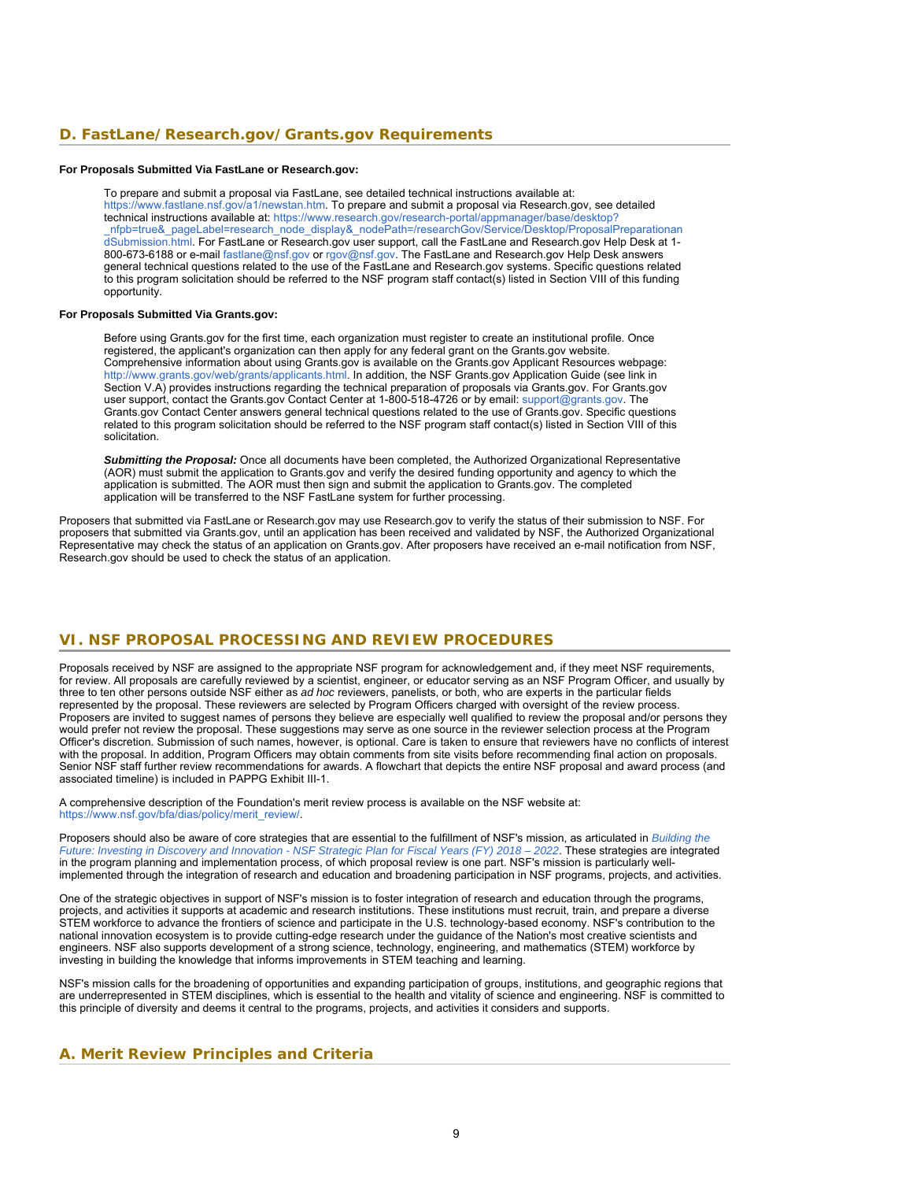## D. FastLane/Research.gov/Grants.gov Requirements

**For Proposals Submitted Via FastLane or Research.gov:**

To prepare and submit a proposal via FastLane, see detailed technical instructions available at: https://www.fastlane.nsf.gov/a1/newstan.htm. To prepare and submit a proposal via Research.gov, see detailed technical instructions available at: https://www.research.gov/research-portal/appmanager/base/desktop?_nfpb=true&_pageLabel=research_node_display&_nodePath=/researchGov/Service/Desktop/ProposalPreparationandSubmission.html. For FastLane or Research.gov user support, call the FastLane and Research.gov Help Desk at 1-800-673-6188 or e-mail fastlane@nsf.gov or rgov@nsf.gov. The FastLane and Research.gov Help Desk answers general technical questions related to the use of the FastLane and Research.gov systems. Specific questions related to this program solicitation should be referred to the NSF program staff contact(s) listed in Section VIII of this funding opportunity.

**For Proposals Submitted Via Grants.gov:**

Before using Grants.gov for the first time, each organization must register to create an institutional profile. Once registered, the applicant's organization can then apply for any federal grant on the Grants.gov website. Comprehensive information about using Grants.gov is available on the Grants.gov Applicant Resources webpage: http://www.grants.gov/web/grants/applicants.html. In addition, the NSF Grants.gov Application Guide (see link in Section V.A) provides instructions regarding the technical preparation of proposals via Grants.gov. For Grants.gov user support, contact the Grants.gov Contact Center at 1-800-518-4726 or by email: support@grants.gov. The Grants.gov Contact Center answers general technical questions related to the use of Grants.gov. Specific questions related to this program solicitation should be referred to the NSF program staff contact(s) listed in Section VIII of this solicitation.

***Submitting the Proposal:*** Once all documents have been completed, the Authorized Organizational Representative (AOR) must submit the application to Grants.gov and verify the desired funding opportunity and agency to which the application is submitted. The AOR must then sign and submit the application to Grants.gov. The completed application will be transferred to the NSF FastLane system for further processing.

Proposers that submitted via FastLane or Research.gov may use Research.gov to verify the status of their submission to NSF. For proposers that submitted via Grants.gov, until an application has been received and validated by NSF, the Authorized Organizational Representative may check the status of an application on Grants.gov. After proposers have received an e-mail notification from NSF, Research.gov should be used to check the status of an application.

## VI. NSF PROPOSAL PROCESSING AND REVIEW PROCEDURES

Proposals received by NSF are assigned to the appropriate NSF program for acknowledgement and, if they meet NSF requirements, for review. All proposals are carefully reviewed by a scientist, engineer, or educator serving as an NSF Program Officer, and usually by three to ten other persons outside NSF either as *ad hoc* reviewers, panelists, or both, who are experts in the particular fields represented by the proposal. These reviewers are selected by Program Officers charged with oversight of the review process. Proposers are invited to suggest names of persons they believe are especially well qualified to review the proposal and/or persons they would prefer not review the proposal. These suggestions may serve as one source in the reviewer selection process at the Program Officer's discretion. Submission of such names, however, is optional. Care is taken to ensure that reviewers have no conflicts of interest with the proposal. In addition, Program Officers may obtain comments from site visits before recommending final action on proposals. Senior NSF staff further review recommendations for awards. A flowchart that depicts the entire NSF proposal and award process (and associated timeline) is included in PAPPG Exhibit III-1.

A comprehensive description of the Foundation's merit review process is available on the NSF website at: https://www.nsf.gov/bfa/dias/policy/merit_review/.

Proposers should also be aware of core strategies that are essential to the fulfillment of NSF's mission, as articulated in *Building the Future: Investing in Discovery and Innovation - NSF Strategic Plan for Fiscal Years (FY) 2018 – 2022*. These strategies are integrated in the program planning and implementation process, of which proposal review is one part. NSF's mission is particularly well-implemented through the integration of research and education and broadening participation in NSF programs, projects, and activities.

One of the strategic objectives in support of NSF's mission is to foster integration of research and education through the programs, projects, and activities it supports at academic and research institutions. These institutions must recruit, train, and prepare a diverse STEM workforce to advance the frontiers of science and participate in the U.S. technology-based economy. NSF's contribution to the national innovation ecosystem is to provide cutting-edge research under the guidance of the Nation's most creative scientists and engineers. NSF also supports development of a strong science, technology, engineering, and mathematics (STEM) workforce by investing in building the knowledge that informs improvements in STEM teaching and learning.

NSF's mission calls for the broadening of opportunities and expanding participation of groups, institutions, and geographic regions that are underrepresented in STEM disciplines, which is essential to the health and vitality of science and engineering. NSF is committed to this principle of diversity and deems it central to the programs, projects, and activities it considers and supports.

## A. Merit Review Principles and Criteria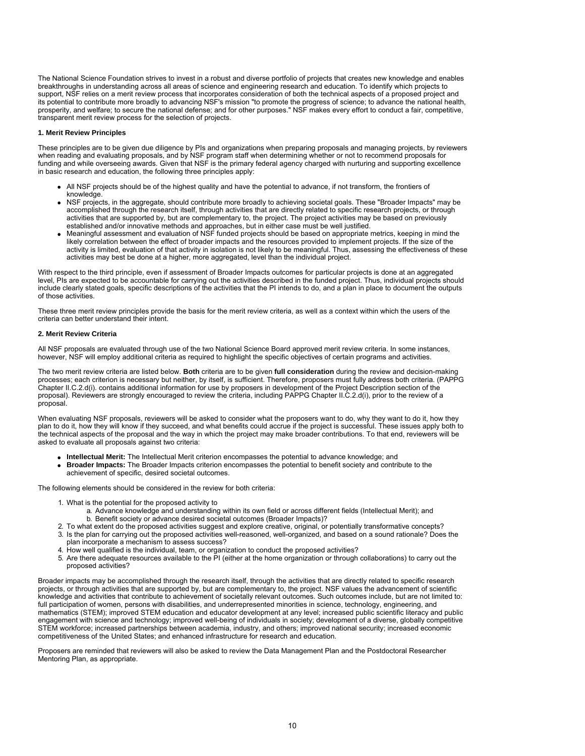The National Science Foundation strives to invest in a robust and diverse portfolio of projects that creates new knowledge and enables breakthroughs in understanding across all areas of science and engineering research and education. To identify which projects to support, NSF relies on a merit review process that incorporates consideration of both the technical aspects of a proposed project and its potential to contribute more broadly to advancing NSF's mission "to promote the progress of science; to advance the national health, prosperity, and welfare; to secure the national defense; and for other purposes." NSF makes every effort to conduct a fair, competitive, transparent merit review process for the selection of projects.

#### 1. Merit Review Principles

These principles are to be given due diligence by PIs and organizations when preparing proposals and managing projects, by reviewers when reading and evaluating proposals, and by NSF program staff when determining whether or not to recommend proposals for funding and while overseeing awards. Given that NSF is the primary federal agency charged with nurturing and supporting excellence in basic research and education, the following three principles apply:

- All NSF projects should be of the highest quality and have the potential to advance, if not transform, the frontiers of knowledge.
- NSF projects, in the aggregate, should contribute more broadly to achieving societal goals. These "Broader Impacts" may be accomplished through the research itself, through activities that are directly related to specific research projects, or through activities that are supported by, but are complementary to, the project. The project activities may be based on previously established and/or innovative methods and approaches, but in either case must be well justified.
- Meaningful assessment and evaluation of NSF funded projects should be based on appropriate metrics, keeping in mind the likely correlation between the effect of broader impacts and the resources provided to implement projects. If the size of the activity is limited, evaluation of that activity in isolation is not likely to be meaningful. Thus, assessing the effectiveness of these activities may best be done at a higher, more aggregated, level than the individual project.

With respect to the third principle, even if assessment of Broader Impacts outcomes for particular projects is done at an aggregated level, PIs are expected to be accountable for carrying out the activities described in the funded project. Thus, individual projects should include clearly stated goals, specific descriptions of the activities that the PI intends to do, and a plan in place to document the outputs of those activities.

These three merit review principles provide the basis for the merit review criteria, as well as a context within which the users of the criteria can better understand their intent.

#### 2. Merit Review Criteria

All NSF proposals are evaluated through use of the two National Science Board approved merit review criteria. In some instances, however, NSF will employ additional criteria as required to highlight the specific objectives of certain programs and activities.

The two merit review criteria are listed below. **Both** criteria are to be given **full consideration** during the review and decision-making processes; each criterion is necessary but neither, by itself, is sufficient. Therefore, proposers must fully address both criteria. (PAPPG Chapter II.C.2.d(i). contains additional information for use by proposers in development of the Project Description section of the proposal). Reviewers are strongly encouraged to review the criteria, including PAPPG Chapter II.C.2.d(i), prior to the review of a proposal.

When evaluating NSF proposals, reviewers will be asked to consider what the proposers want to do, why they want to do it, how they plan to do it, how they will know if they succeed, and what benefits could accrue if the project is successful. These issues apply both to the technical aspects of the proposal and the way in which the project may make broader contributions. To that end, reviewers will be asked to evaluate all proposals against two criteria:

- **Intellectual Merit:** The Intellectual Merit criterion encompasses the potential to advance knowledge; and
- **Broader Impacts:** The Broader Impacts criterion encompasses the potential to benefit society and contribute to the achievement of specific, desired societal outcomes.

The following elements should be considered in the review for both criteria:

1. What is the potential for the proposed activity to
    a. Advance knowledge and understanding within its own field or across different fields (Intellectual Merit); and
    b. Benefit society or advance desired societal outcomes (Broader Impacts)?
2. To what extent do the proposed activities suggest and explore creative, original, or potentially transformative concepts?
3. Is the plan for carrying out the proposed activities well-reasoned, well-organized, and based on a sound rationale? Does the plan incorporate a mechanism to assess success?
4. How well qualified is the individual, team, or organization to conduct the proposed activities?
5. Are there adequate resources available to the PI (either at the home organization or through collaborations) to carry out the proposed activities?

Broader impacts may be accomplished through the research itself, through the activities that are directly related to specific research projects, or through activities that are supported by, but are complementary to, the project. NSF values the advancement of scientific knowledge and activities that contribute to achievement of societally relevant outcomes. Such outcomes include, but are not limited to: full participation of women, persons with disabilities, and underrepresented minorities in science, technology, engineering, and mathematics (STEM); improved STEM education and educator development at any level; increased public scientific literacy and public engagement with science and technology; improved well-being of individuals in society; development of a diverse, globally competitive STEM workforce; increased partnerships between academia, industry, and others; improved national security; increased economic competitiveness of the United States; and enhanced infrastructure for research and education.

Proposers are reminded that reviewers will also be asked to review the Data Management Plan and the Postdoctoral Researcher Mentoring Plan, as appropriate.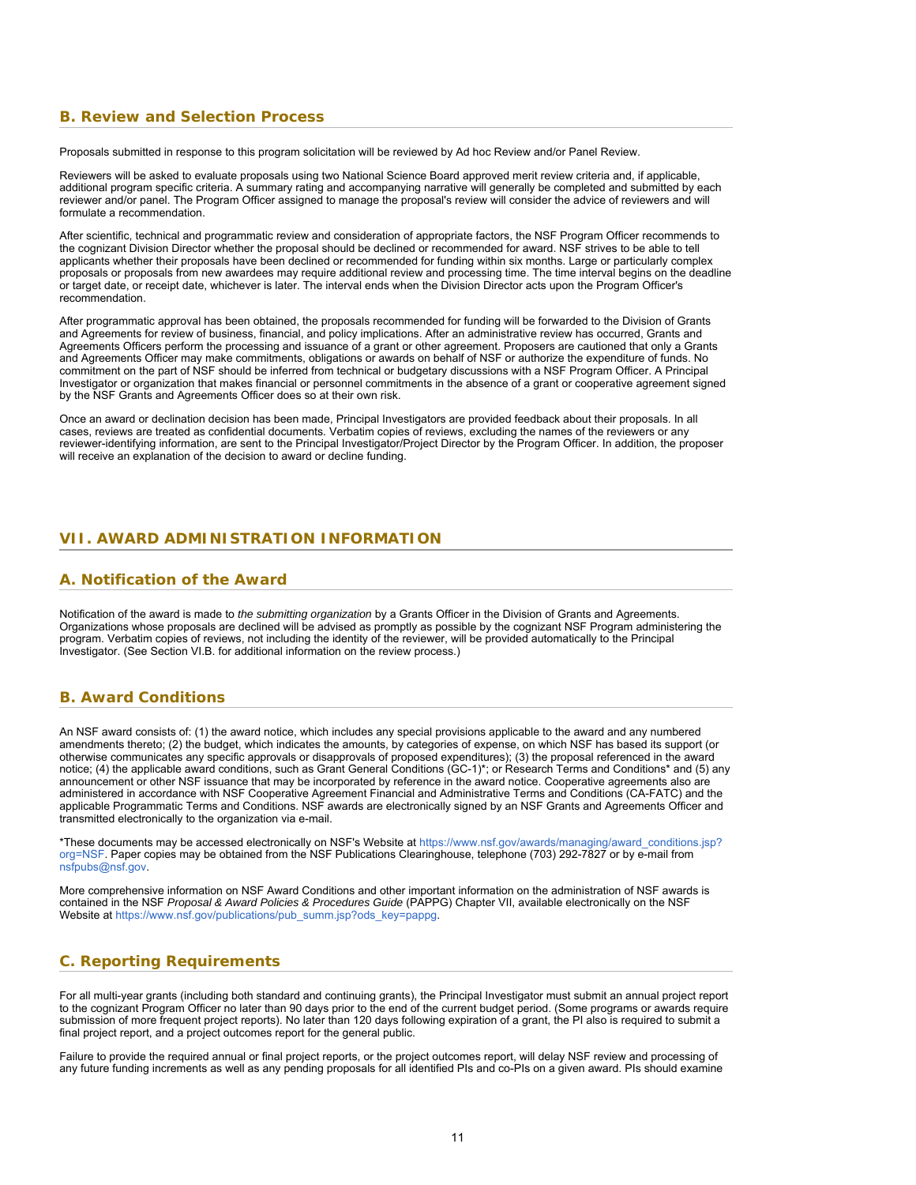### B. Review and Selection Process

Proposals submitted in response to this program solicitation will be reviewed by Ad hoc Review and/or Panel Review.

Reviewers will be asked to evaluate proposals using two National Science Board approved merit review criteria and, if applicable, additional program specific criteria. A summary rating and accompanying narrative will generally be completed and submitted by each reviewer and/or panel. The Program Officer assigned to manage the proposal's review will consider the advice of reviewers and will formulate a recommendation.

After scientific, technical and programmatic review and consideration of appropriate factors, the NSF Program Officer recommends to the cognizant Division Director whether the proposal should be declined or recommended for award. NSF strives to be able to tell applicants whether their proposals have been declined or recommended for funding within six months. Large or particularly complex proposals or proposals from new awardees may require additional review and processing time. The time interval begins on the deadline or target date, or receipt date, whichever is later. The interval ends when the Division Director acts upon the Program Officer's recommendation.

After programmatic approval has been obtained, the proposals recommended for funding will be forwarded to the Division of Grants and Agreements for review of business, financial, and policy implications. After an administrative review has occurred, Grants and Agreements Officers perform the processing and issuance of a grant or other agreement. Proposers are cautioned that only a Grants and Agreements Officer may make commitments, obligations or awards on behalf of NSF or authorize the expenditure of funds. No commitment on the part of NSF should be inferred from technical or budgetary discussions with a NSF Program Officer. A Principal Investigator or organization that makes financial or personnel commitments in the absence of a grant or cooperative agreement signed by the NSF Grants and Agreements Officer does so at their own risk.

Once an award or declination decision has been made, Principal Investigators are provided feedback about their proposals. In all cases, reviews are treated as confidential documents. Verbatim copies of reviews, excluding the names of the reviewers or any reviewer-identifying information, are sent to the Principal Investigator/Project Director by the Program Officer. In addition, the proposer will receive an explanation of the decision to award or decline funding.

## VII. AWARD ADMINISTRATION INFORMATION

### A. Notification of the Award

Notification of the award is made to *the submitting organization* by a Grants Officer in the Division of Grants and Agreements. Organizations whose proposals are declined will be advised as promptly as possible by the cognizant NSF Program administering the program. Verbatim copies of reviews, not including the identity of the reviewer, will be provided automatically to the Principal Investigator. (See Section VI.B. for additional information on the review process.)

### B. Award Conditions

An NSF award consists of: (1) the award notice, which includes any special provisions applicable to the award and any numbered amendments thereto; (2) the budget, which indicates the amounts, by categories of expense, on which NSF has based its support (or otherwise communicates any specific approvals or disapprovals of proposed expenditures); (3) the proposal referenced in the award notice; (4) the applicable award conditions, such as Grant General Conditions (GC-1)*; or Research Terms and Conditions* and (5) any announcement or other NSF issuance that may be incorporated by reference in the award notice. Cooperative agreements also are administered in accordance with NSF Cooperative Agreement Financial and Administrative Terms and Conditions (CA-FATC) and the applicable Programmatic Terms and Conditions. NSF awards are electronically signed by an NSF Grants and Agreements Officer and transmitted electronically to the organization via e-mail.

*These documents may be accessed electronically on NSF's Website at https://www.nsf.gov/awards/managing/award_conditions.jsp?org=NSF. Paper copies may be obtained from the NSF Publications Clearinghouse, telephone (703) 292-7827 or by e-mail from nsfpubs@nsf.gov.

More comprehensive information on NSF Award Conditions and other important information on the administration of NSF awards is contained in the NSF *Proposal & Award Policies & Procedures Guide* (PAPPG) Chapter VII, available electronically on the NSF Website at https://www.nsf.gov/publications/pub_summ.jsp?ods_key=pappg.

### C. Reporting Requirements

For all multi-year grants (including both standard and continuing grants), the Principal Investigator must submit an annual project report to the cognizant Program Officer no later than 90 days prior to the end of the current budget period. (Some programs or awards require submission of more frequent project reports). No later than 120 days following expiration of a grant, the PI also is required to submit a final project report, and a project outcomes report for the general public.

Failure to provide the required annual or final project reports, or the project outcomes report, will delay NSF review and processing of any future funding increments as well as any pending proposals for all identified PIs and co-PIs on a given award. PIs should examine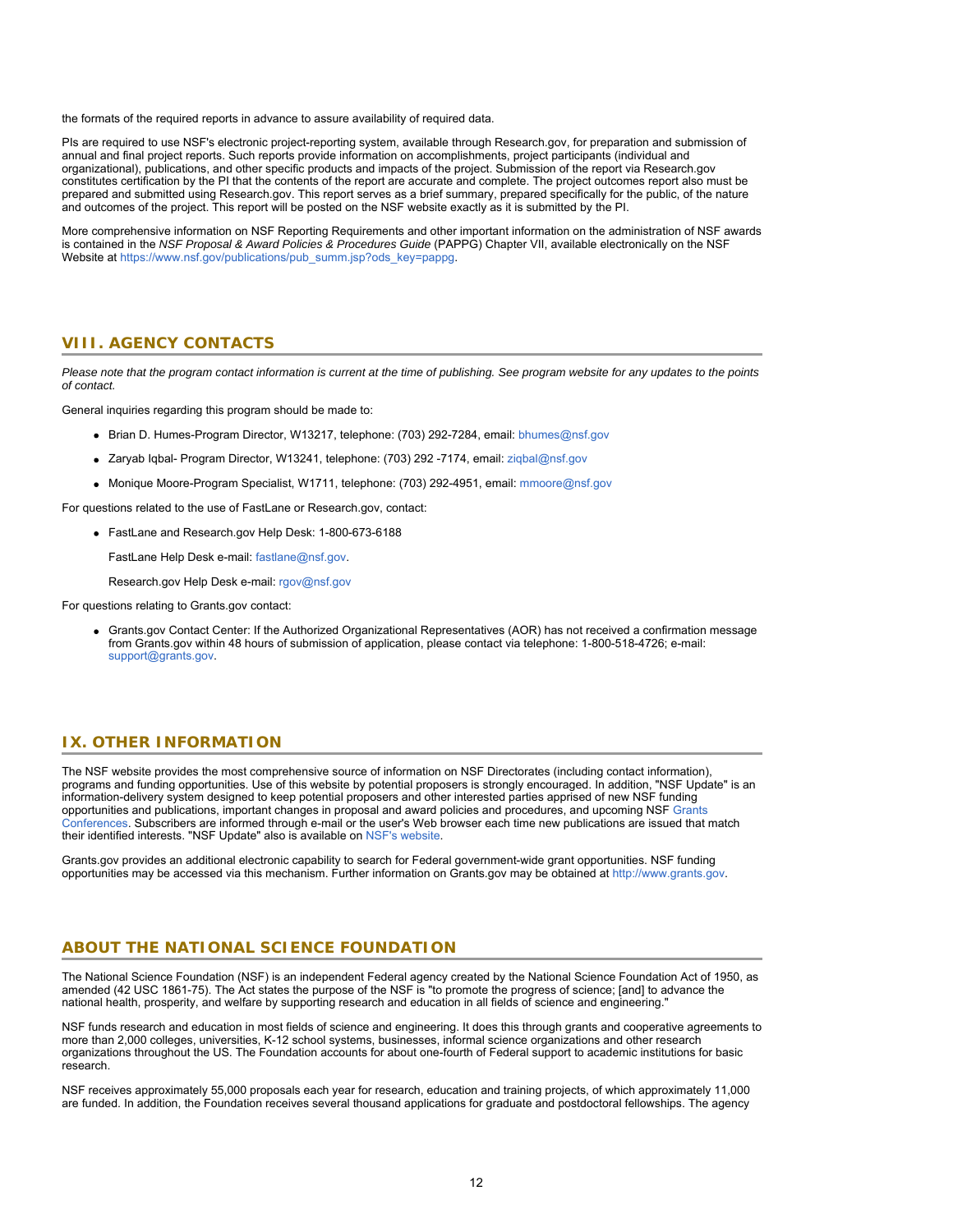the formats of the required reports in advance to assure availability of required data.

PIs are required to use NSF's electronic project-reporting system, available through Research.gov, for preparation and submission of annual and final project reports. Such reports provide information on accomplishments, project participants (individual and organizational), publications, and other specific products and impacts of the project. Submission of the report via Research.gov constitutes certification by the PI that the contents of the report are accurate and complete. The project outcomes report also must be prepared and submitted using Research.gov. This report serves as a brief summary, prepared specifically for the public, of the nature and outcomes of the project. This report will be posted on the NSF website exactly as it is submitted by the PI.

More comprehensive information on NSF Reporting Requirements and other important information on the administration of NSF awards is contained in the *NSF Proposal & Award Policies & Procedures Guide* (PAPPG) Chapter VII, available electronically on the NSF Website at https://www.nsf.gov/publications/pub_summ.jsp?ods_key=pappg.

## VIII. AGENCY CONTACTS

*Please note that the program contact information is current at the time of publishing. See program website for any updates to the points of contact.*

General inquiries regarding this program should be made to:

- Brian D. Humes-Program Director, W13217, telephone: (703) 292-7284, email: bhumes@nsf.gov
- Zaryab Iqbal- Program Director, W13241, telephone: (703) 292 -7174, email: ziqbal@nsf.gov
- Monique Moore-Program Specialist, W1711, telephone: (703) 292-4951, email: mmoore@nsf.gov

For questions related to the use of FastLane or Research.gov, contact:

- FastLane and Research.gov Help Desk: 1-800-673-6188

  FastLane Help Desk e-mail: fastlane@nsf.gov.

  Research.gov Help Desk e-mail: rgov@nsf.gov

For questions relating to Grants.gov contact:

- Grants.gov Contact Center: If the Authorized Organizational Representatives (AOR) has not received a confirmation message from Grants.gov within 48 hours of submission of application, please contact via telephone: 1-800-518-4726; e-mail: support@grants.gov.

## IX. OTHER INFORMATION

The NSF website provides the most comprehensive source of information on NSF Directorates (including contact information), programs and funding opportunities. Use of this website by potential proposers is strongly encouraged. In addition, "NSF Update" is an information-delivery system designed to keep potential proposers and other interested parties apprised of new NSF funding opportunities and publications, important changes in proposal and award policies and procedures, and upcoming NSF Grants Conferences. Subscribers are informed through e-mail or the user's Web browser each time new publications are issued that match their identified interests. "NSF Update" also is available on NSF's website.

Grants.gov provides an additional electronic capability to search for Federal government-wide grant opportunities. NSF funding opportunities may be accessed via this mechanism. Further information on Grants.gov may be obtained at http://www.grants.gov.

## ABOUT THE NATIONAL SCIENCE FOUNDATION

The National Science Foundation (NSF) is an independent Federal agency created by the National Science Foundation Act of 1950, as amended (42 USC 1861-75). The Act states the purpose of the NSF is "to promote the progress of science; [and] to advance the national health, prosperity, and welfare by supporting research and education in all fields of science and engineering."

NSF funds research and education in most fields of science and engineering. It does this through grants and cooperative agreements to more than 2,000 colleges, universities, K-12 school systems, businesses, informal science organizations and other research organizations throughout the US. The Foundation accounts for about one-fourth of Federal support to academic institutions for basic research.

NSF receives approximately 55,000 proposals each year for research, education and training projects, of which approximately 11,000 are funded. In addition, the Foundation receives several thousand applications for graduate and postdoctoral fellowships. The agency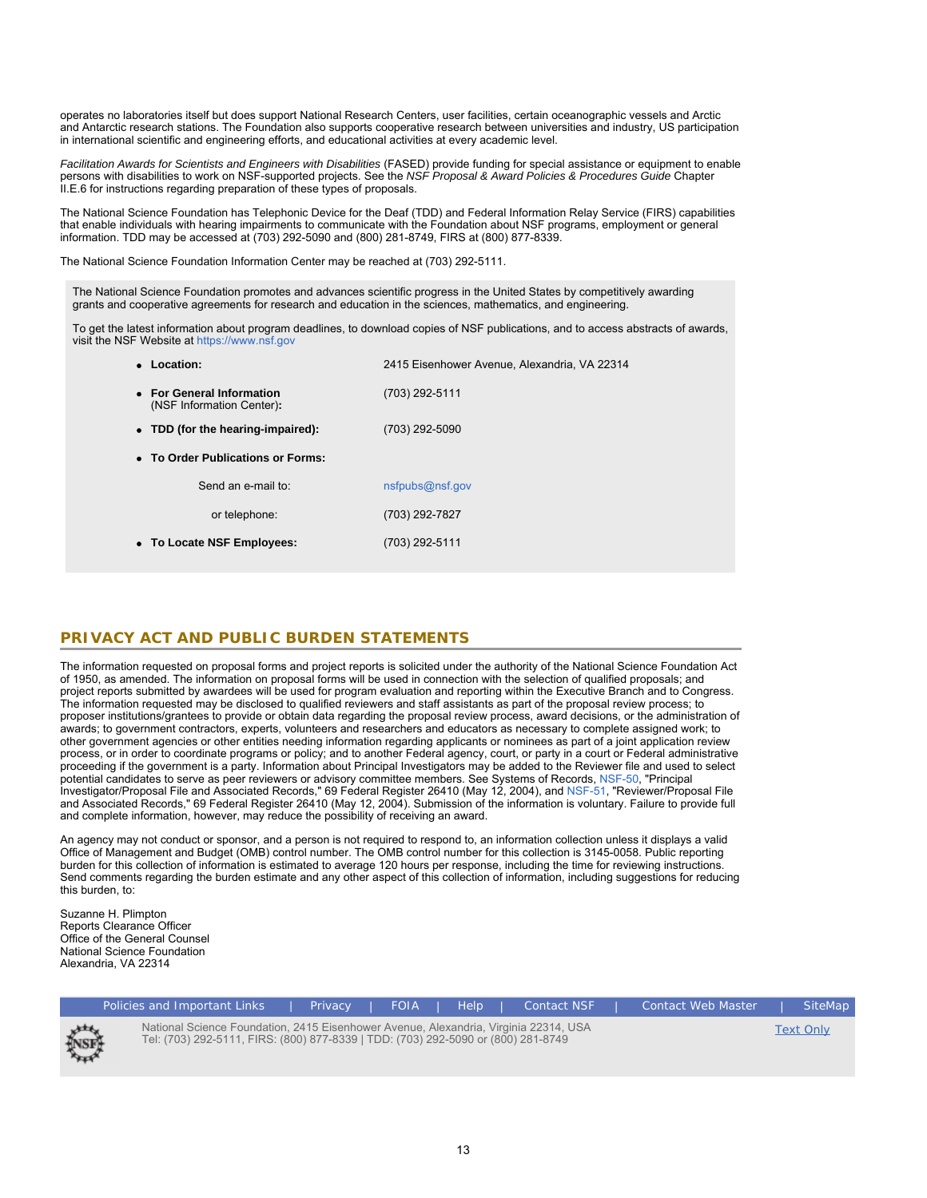operates no laboratories itself but does support National Research Centers, user facilities, certain oceanographic vessels and Arctic and Antarctic research stations. The Foundation also supports cooperative research between universities and industry, US participation in international scientific and engineering efforts, and educational activities at every academic level.

*Facilitation Awards for Scientists and Engineers with Disabilities* (FASED) provide funding for special assistance or equipment to enable persons with disabilities to work on NSF-supported projects. See the *NSF Proposal & Award Policies & Procedures Guide* Chapter II.E.6 for instructions regarding preparation of these types of proposals.

The National Science Foundation has Telephonic Device for the Deaf (TDD) and Federal Information Relay Service (FIRS) capabilities that enable individuals with hearing impairments to communicate with the Foundation about NSF programs, employment or general information. TDD may be accessed at (703) 292-5090 and (800) 281-8749, FIRS at (800) 877-8339.

The National Science Foundation Information Center may be reached at (703) 292-5111.

The National Science Foundation promotes and advances scientific progress in the United States by competitively awarding grants and cooperative agreements for research and education in the sciences, mathematics, and engineering.

To get the latest information about program deadlines, to download copies of NSF publications, and to access abstracts of awards, visit the NSF Website at https://www.nsf.gov

- **Location:** 2415 Eisenhower Avenue, Alexandria, VA 22314
- **For General Information** (NSF Information Center)**:** (703) 292-5111
- **TDD (for the hearing-impaired):** (703) 292-5090
- **To Order Publications or Forms:**
  - Send an e-mail to: nsfpubs@nsf.gov
  - or telephone: (703) 292-7827
- **To Locate NSF Employees:** (703) 292-5111

## PRIVACY ACT AND PUBLIC BURDEN STATEMENTS

The information requested on proposal forms and project reports is solicited under the authority of the National Science Foundation Act of 1950, as amended. The information on proposal forms will be used in connection with the selection of qualified proposals; and project reports submitted by awardees will be used for program evaluation and reporting within the Executive Branch and to Congress. The information requested may be disclosed to qualified reviewers and staff assistants as part of the proposal review process; to proposer institutions/grantees to provide or obtain data regarding the proposal review process, award decisions, or the administration of awards; to government contractors, experts, volunteers and researchers and educators as necessary to complete assigned work; to other government agencies or other entities needing information regarding applicants or nominees as part of a joint application review process, or in order to coordinate programs or policy; and to another Federal agency, court, or party in a court or Federal administrative proceeding if the government is a party. Information about Principal Investigators may be added to the Reviewer file and used to select potential candidates to serve as peer reviewers or advisory committee members. See Systems of Records, NSF-50, "Principal Investigator/Proposal File and Associated Records," 69 Federal Register 26410 (May 12, 2004), and NSF-51, "Reviewer/Proposal File and Associated Records," 69 Federal Register 26410 (May 12, 2004). Submission of the information is voluntary. Failure to provide full and complete information, however, may reduce the possibility of receiving an award.

An agency may not conduct or sponsor, and a person is not required to respond to, an information collection unless it displays a valid Office of Management and Budget (OMB) control number. The OMB control number for this collection is 3145-0058. Public reporting burden for this collection of information is estimated to average 120 hours per response, including the time for reviewing instructions. Send comments regarding the burden estimate and any other aspect of this collection of information, including suggestions for reducing this burden, to:

Suzanne H. Plimpton
Reports Clearance Officer
Office of the General Counsel
National Science Foundation
Alexandria, VA 22314

Policies and Important Links | Privacy | FOIA | Help | Contact NSF | Contact Web Master | SiteMap

National Science Foundation, 2415 Eisenhower Avenue, Alexandria, Virginia 22314, USA
Tel: (703) 292-5111, FIRS: (800) 877-8339 | TDD: (703) 292-5090 or (800) 281-8749

Text Only